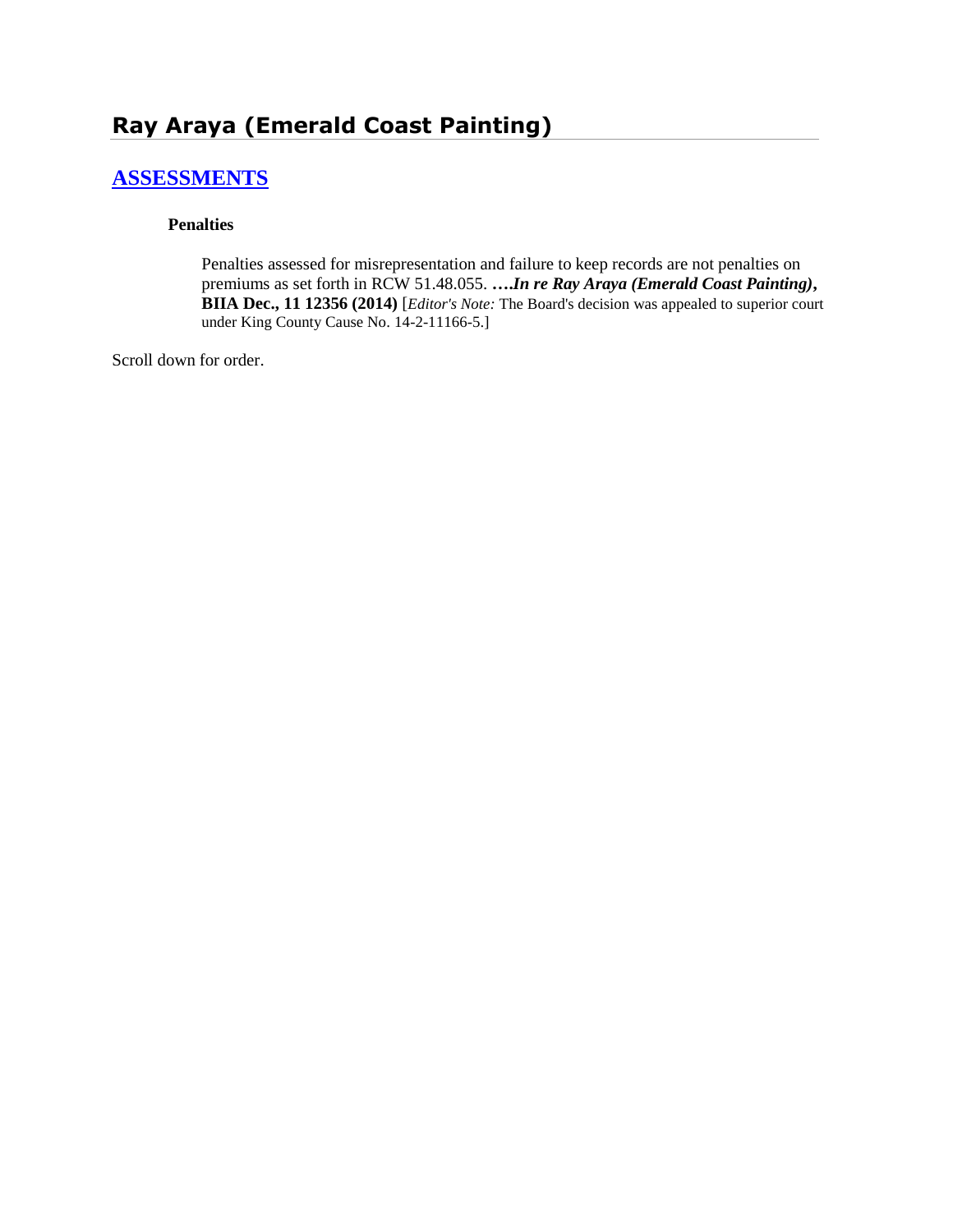# Ray Araya (Emerald Coast Painting)

## [ASSESSMENTS]

### Penalties

Penalties assessed for misrepresentation and failure to keep records are not penalties on premiums as set forth in RCW 51.48.055. ***….In re Ray Araya (Emerald Coast Painting)*, BIIA Dec., 11 12356 (2014)** [*Editor's Note:* The Board's decision was appealed to superior court under King County Cause No. 14-2-11166-5.]

Scroll down for order.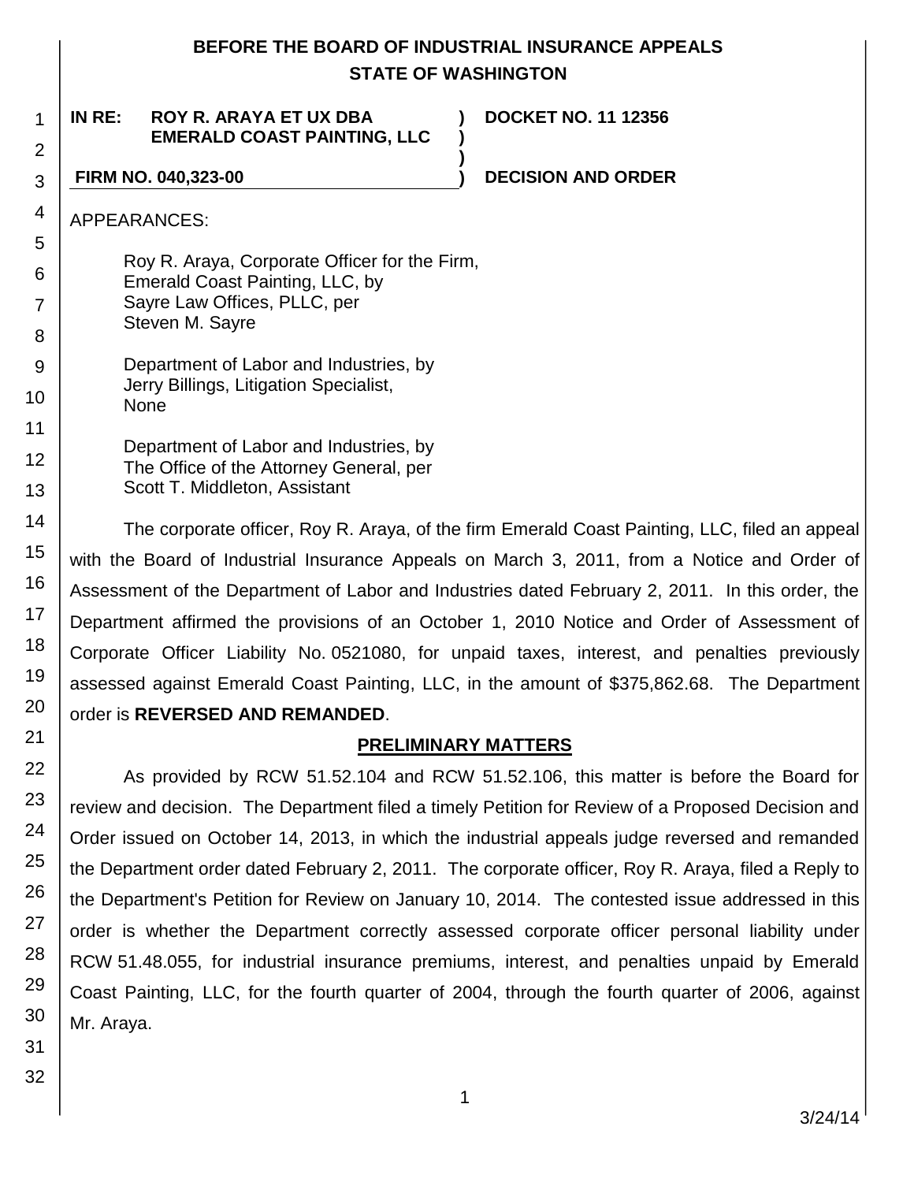**BEFORE THE BOARD OF INDUSTRIAL INSURANCE APPEALS**
**STATE OF WASHINGTON**

| | | |
|---|---|---|
| **IN RE: ROY R. ARAYA ET UX DBA EMERALD COAST PAINTING, LLC** | **)** | **DOCKET NO. 11 12356** |
| **FIRM NO. 040,323-00** | **)** | **DECISION AND ORDER** |

APPEARANCES:

Roy R. Araya, Corporate Officer for the Firm,
Emerald Coast Painting, LLC, by
Sayre Law Offices, PLLC, per
Steven M. Sayre

Department of Labor and Industries, by
Jerry Billings, Litigation Specialist,
None

Department of Labor and Industries, by
The Office of the Attorney General, per
Scott T. Middleton, Assistant

The corporate officer, Roy R. Araya, of the firm Emerald Coast Painting, LLC, filed an appeal with the Board of Industrial Insurance Appeals on March 3, 2011, from a Notice and Order of Assessment of the Department of Labor and Industries dated February 2, 2011. In this order, the Department affirmed the provisions of an October 1, 2010 Notice and Order of Assessment of Corporate Officer Liability No. 0521080, for unpaid taxes, interest, and penalties previously assessed against Emerald Coast Painting, LLC, in the amount of $375,862.68. The Department order is **REVERSED AND REMANDED**.

## PRELIMINARY MATTERS

As provided by RCW 51.52.104 and RCW 51.52.106, this matter is before the Board for review and decision. The Department filed a timely Petition for Review of a Proposed Decision and Order issued on October 14, 2013, in which the industrial appeals judge reversed and remanded the Department order dated February 2, 2011. The corporate officer, Roy R. Araya, filed a Reply to the Department's Petition for Review on January 10, 2014. The contested issue addressed in this order is whether the Department correctly assessed corporate officer personal liability under RCW 51.48.055, for industrial insurance premiums, interest, and penalties unpaid by Emerald Coast Painting, LLC, for the fourth quarter of 2004, through the fourth quarter of 2006, against Mr. Araya.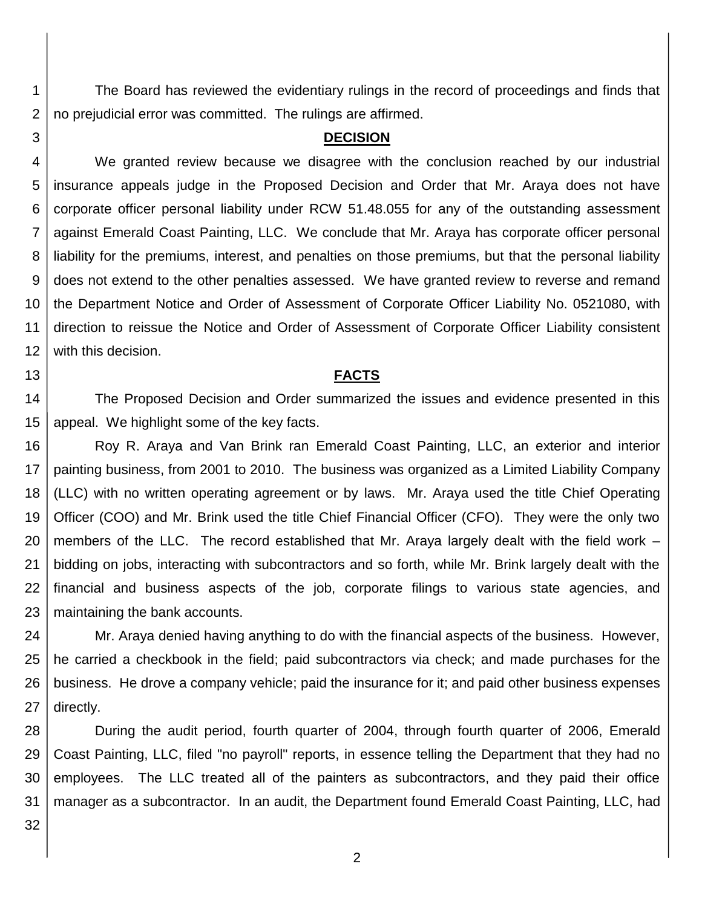The Board has reviewed the evidentiary rulings in the record of proceedings and finds that no prejudicial error was committed. The rulings are affirmed.

## DECISION

We granted review because we disagree with the conclusion reached by our industrial insurance appeals judge in the Proposed Decision and Order that Mr. Araya does not have corporate officer personal liability under RCW 51.48.055 for any of the outstanding assessment against Emerald Coast Painting, LLC. We conclude that Mr. Araya has corporate officer personal liability for the premiums, interest, and penalties on those premiums, but that the personal liability does not extend to the other penalties assessed. We have granted review to reverse and remand the Department Notice and Order of Assessment of Corporate Officer Liability No. 0521080, with direction to reissue the Notice and Order of Assessment of Corporate Officer Liability consistent with this decision.

## FACTS

The Proposed Decision and Order summarized the issues and evidence presented in this appeal. We highlight some of the key facts.

Roy R. Araya and Van Brink ran Emerald Coast Painting, LLC, an exterior and interior painting business, from 2001 to 2010. The business was organized as a Limited Liability Company (LLC) with no written operating agreement or by laws. Mr. Araya used the title Chief Operating Officer (COO) and Mr. Brink used the title Chief Financial Officer (CFO). They were the only two members of the LLC. The record established that Mr. Araya largely dealt with the field work – bidding on jobs, interacting with subcontractors and so forth, while Mr. Brink largely dealt with the financial and business aspects of the job, corporate filings to various state agencies, and maintaining the bank accounts.

Mr. Araya denied having anything to do with the financial aspects of the business. However, he carried a checkbook in the field; paid subcontractors via check; and made purchases for the business. He drove a company vehicle; paid the insurance for it; and paid other business expenses directly.

During the audit period, fourth quarter of 2004, through fourth quarter of 2006, Emerald Coast Painting, LLC, filed "no payroll" reports, in essence telling the Department that they had no employees. The LLC treated all of the painters as subcontractors, and they paid their office manager as a subcontractor. In an audit, the Department found Emerald Coast Painting, LLC, had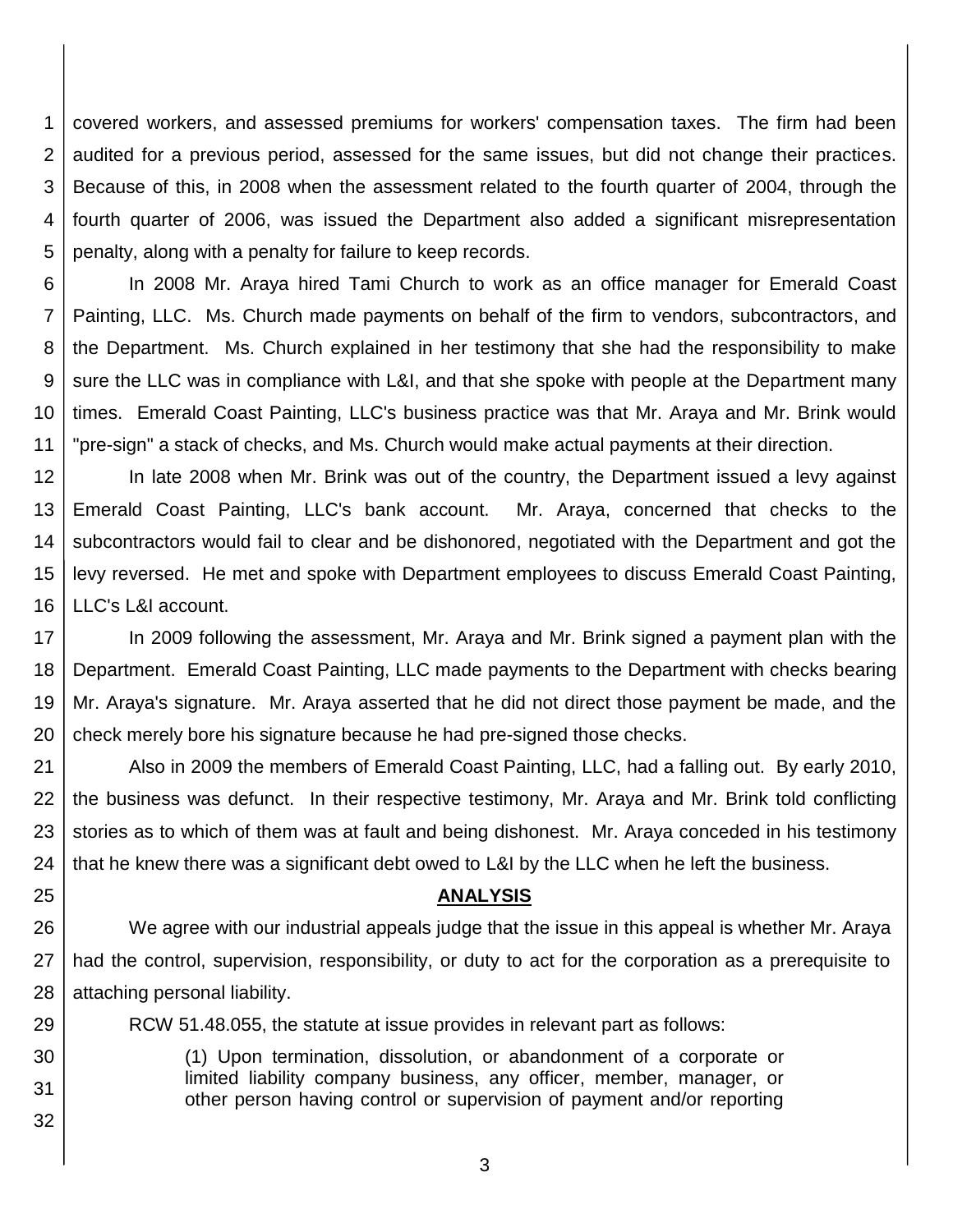covered workers, and assessed premiums for workers' compensation taxes. The firm had been audited for a previous period, assessed for the same issues, but did not change their practices. Because of this, in 2008 when the assessment related to the fourth quarter of 2004, through the fourth quarter of 2006, was issued the Department also added a significant misrepresentation penalty, along with a penalty for failure to keep records.

In 2008 Mr. Araya hired Tami Church to work as an office manager for Emerald Coast Painting, LLC. Ms. Church made payments on behalf of the firm to vendors, subcontractors, and the Department. Ms. Church explained in her testimony that she had the responsibility to make sure the LLC was in compliance with L&I, and that she spoke with people at the Department many times. Emerald Coast Painting, LLC's business practice was that Mr. Araya and Mr. Brink would "pre-sign" a stack of checks, and Ms. Church would make actual payments at their direction.

In late 2008 when Mr. Brink was out of the country, the Department issued a levy against Emerald Coast Painting, LLC's bank account. Mr. Araya, concerned that checks to the subcontractors would fail to clear and be dishonored, negotiated with the Department and got the levy reversed. He met and spoke with Department employees to discuss Emerald Coast Painting, LLC's L&I account.

In 2009 following the assessment, Mr. Araya and Mr. Brink signed a payment plan with the Department. Emerald Coast Painting, LLC made payments to the Department with checks bearing Mr. Araya's signature. Mr. Araya asserted that he did not direct those payment be made, and the check merely bore his signature because he had pre-signed those checks.

Also in 2009 the members of Emerald Coast Painting, LLC, had a falling out. By early 2010, the business was defunct. In their respective testimony, Mr. Araya and Mr. Brink told conflicting stories as to which of them was at fault and being dishonest. Mr. Araya conceded in his testimony that he knew there was a significant debt owed to L&I by the LLC when he left the business.

## ANALYSIS

We agree with our industrial appeals judge that the issue in this appeal is whether Mr. Araya had the control, supervision, responsibility, or duty to act for the corporation as a prerequisite to attaching personal liability.

RCW 51.48.055, the statute at issue provides in relevant part as follows:

> (1) Upon termination, dissolution, or abandonment of a corporate or limited liability company business, any officer, member, manager, or other person having control or supervision of payment and/or reporting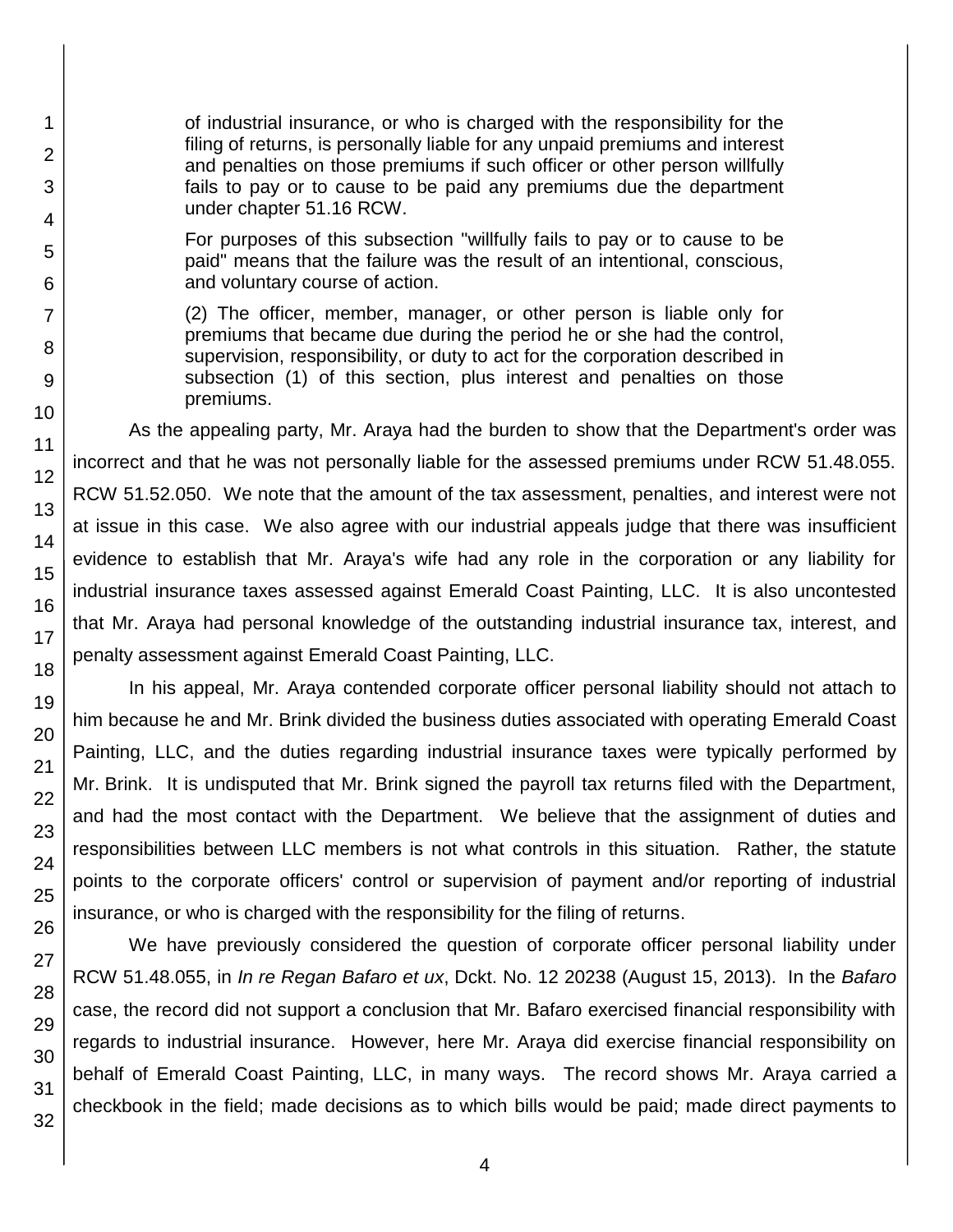of industrial insurance, or who is charged with the responsibility for the filing of returns, is personally liable for any unpaid premiums and interest and penalties on those premiums if such officer or other person willfully fails to pay or to cause to be paid any premiums due the department under chapter 51.16 RCW.

> For purposes of this subsection "willfully fails to pay or to cause to be paid" means that the failure was the result of an intentional, conscious, and voluntary course of action.
>
> (2) The officer, member, manager, or other person is liable only for premiums that became due during the period he or she had the control, supervision, responsibility, or duty to act for the corporation described in subsection (1) of this section, plus interest and penalties on those premiums.

As the appealing party, Mr. Araya had the burden to show that the Department's order was incorrect and that he was not personally liable for the assessed premiums under RCW 51.48.055. RCW 51.52.050. We note that the amount of the tax assessment, penalties, and interest were not at issue in this case. We also agree with our industrial appeals judge that there was insufficient evidence to establish that Mr. Araya's wife had any role in the corporation or any liability for industrial insurance taxes assessed against Emerald Coast Painting, LLC. It is also uncontested that Mr. Araya had personal knowledge of the outstanding industrial insurance tax, interest, and penalty assessment against Emerald Coast Painting, LLC.

In his appeal, Mr. Araya contended corporate officer personal liability should not attach to him because he and Mr. Brink divided the business duties associated with operating Emerald Coast Painting, LLC, and the duties regarding industrial insurance taxes were typically performed by Mr. Brink. It is undisputed that Mr. Brink signed the payroll tax returns filed with the Department, and had the most contact with the Department. We believe that the assignment of duties and responsibilities between LLC members is not what controls in this situation. Rather, the statute points to the corporate officers' control or supervision of payment and/or reporting of industrial insurance, or who is charged with the responsibility for the filing of returns.

We have previously considered the question of corporate officer personal liability under RCW 51.48.055, in *In re Regan Bafaro et ux*, Dckt. No. 12 20238 (August 15, 2013). In the *Bafaro* case, the record did not support a conclusion that Mr. Bafaro exercised financial responsibility with regards to industrial insurance. However, here Mr. Araya did exercise financial responsibility on behalf of Emerald Coast Painting, LLC, in many ways. The record shows Mr. Araya carried a checkbook in the field; made decisions as to which bills would be paid; made direct payments to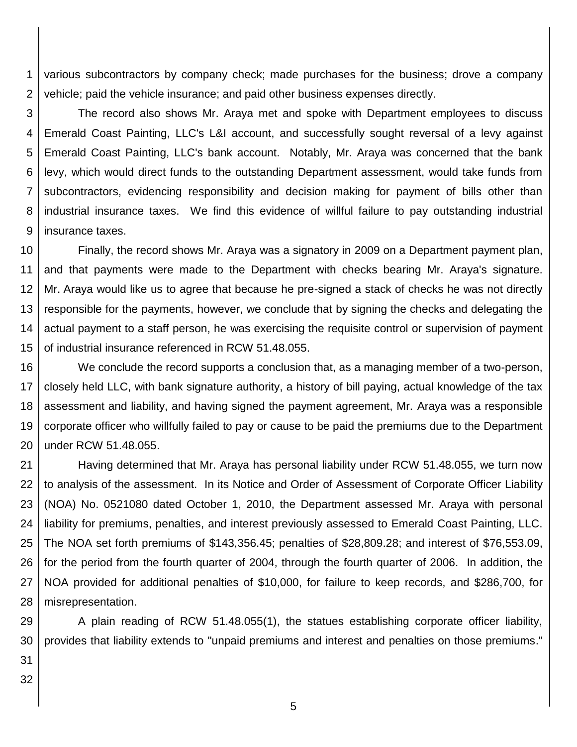various subcontractors by company check; made purchases for the business; drove a company vehicle; paid the vehicle insurance; and paid other business expenses directly.

The record also shows Mr. Araya met and spoke with Department employees to discuss Emerald Coast Painting, LLC's L&I account, and successfully sought reversal of a levy against Emerald Coast Painting, LLC's bank account. Notably, Mr. Araya was concerned that the bank levy, which would direct funds to the outstanding Department assessment, would take funds from subcontractors, evidencing responsibility and decision making for payment of bills other than industrial insurance taxes. We find this evidence of willful failure to pay outstanding industrial insurance taxes.

Finally, the record shows Mr. Araya was a signatory in 2009 on a Department payment plan, and that payments were made to the Department with checks bearing Mr. Araya's signature. Mr. Araya would like us to agree that because he pre-signed a stack of checks he was not directly responsible for the payments, however, we conclude that by signing the checks and delegating the actual payment to a staff person, he was exercising the requisite control or supervision of payment of industrial insurance referenced in RCW 51.48.055.

We conclude the record supports a conclusion that, as a managing member of a two-person, closely held LLC, with bank signature authority, a history of bill paying, actual knowledge of the tax assessment and liability, and having signed the payment agreement, Mr. Araya was a responsible corporate officer who willfully failed to pay or cause to be paid the premiums due to the Department under RCW 51.48.055.

Having determined that Mr. Araya has personal liability under RCW 51.48.055, we turn now to analysis of the assessment. In its Notice and Order of Assessment of Corporate Officer Liability (NOA) No. 0521080 dated October 1, 2010, the Department assessed Mr. Araya with personal liability for premiums, penalties, and interest previously assessed to Emerald Coast Painting, LLC. The NOA set forth premiums of $143,356.45; penalties of $28,809.28; and interest of $76,553.09, for the period from the fourth quarter of 2004, through the fourth quarter of 2006. In addition, the NOA provided for additional penalties of $10,000, for failure to keep records, and $286,700, for misrepresentation.

A plain reading of RCW 51.48.055(1), the statues establishing corporate officer liability, provides that liability extends to "unpaid premiums and interest and penalties on those premiums."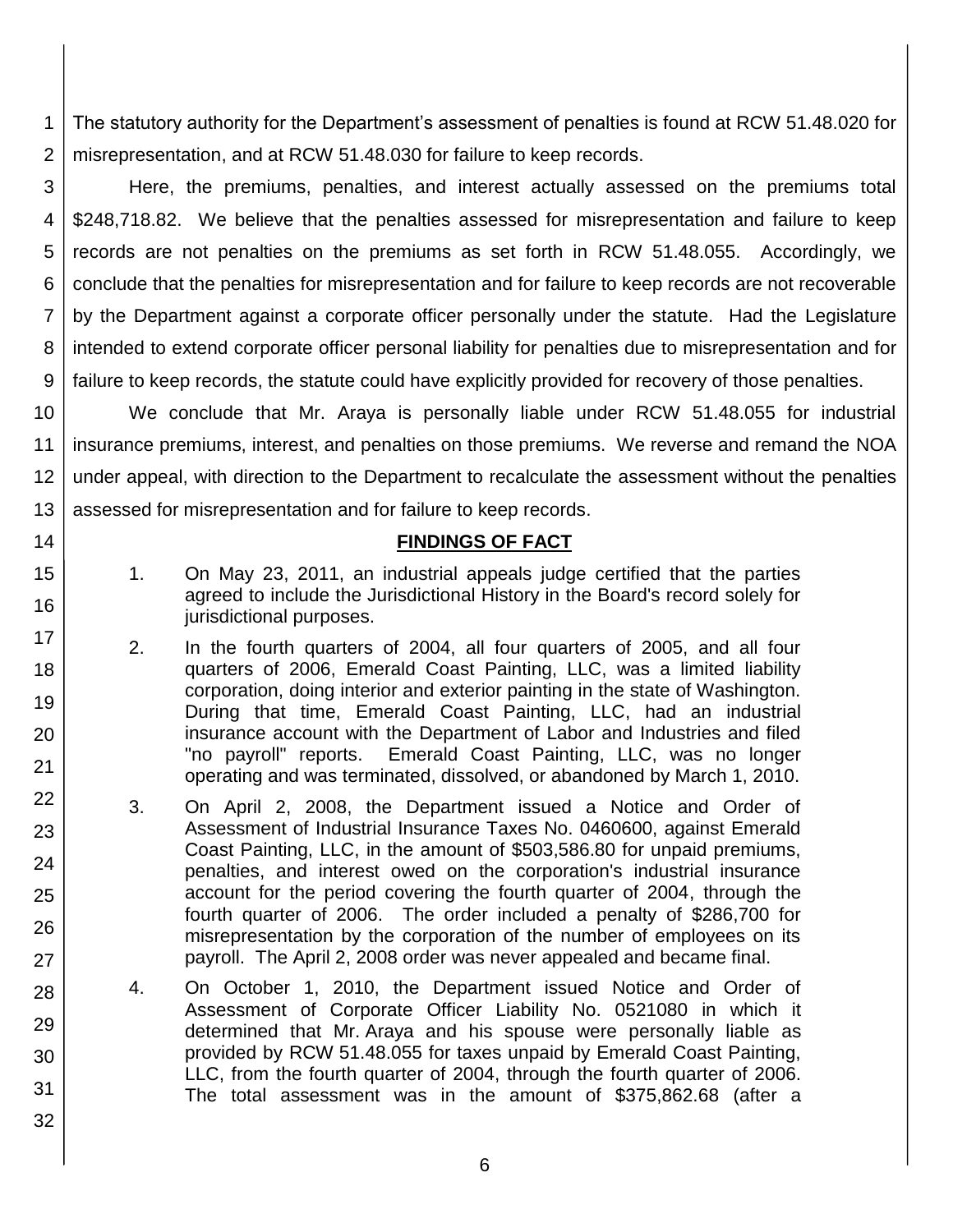The statutory authority for the Department's assessment of penalties is found at RCW 51.48.020 for misrepresentation, and at RCW 51.48.030 for failure to keep records.

Here, the premiums, penalties, and interest actually assessed on the premiums total $248,718.82. We believe that the penalties assessed for misrepresentation and failure to keep records are not penalties on the premiums as set forth in RCW 51.48.055. Accordingly, we conclude that the penalties for misrepresentation and for failure to keep records are not recoverable by the Department against a corporate officer personally under the statute. Had the Legislature intended to extend corporate officer personal liability for penalties due to misrepresentation and for failure to keep records, the statute could have explicitly provided for recovery of those penalties.

We conclude that Mr. Araya is personally liable under RCW 51.48.055 for industrial insurance premiums, interest, and penalties on those premiums. We reverse and remand the NOA under appeal, with direction to the Department to recalculate the assessment without the penalties assessed for misrepresentation and for failure to keep records.

## FINDINGS OF FACT

1. On May 23, 2011, an industrial appeals judge certified that the parties agreed to include the Jurisdictional History in the Board's record solely for jurisdictional purposes.

2. In the fourth quarters of 2004, all four quarters of 2005, and all four quarters of 2006, Emerald Coast Painting, LLC, was a limited liability corporation, doing interior and exterior painting in the state of Washington. During that time, Emerald Coast Painting, LLC, had an industrial insurance account with the Department of Labor and Industries and filed "no payroll" reports. Emerald Coast Painting, LLC, was no longer operating and was terminated, dissolved, or abandoned by March 1, 2010.

3. On April 2, 2008, the Department issued a Notice and Order of Assessment of Industrial Insurance Taxes No. 0460600, against Emerald Coast Painting, LLC, in the amount of $503,586.80 for unpaid premiums, penalties, and interest owed on the corporation's industrial insurance account for the period covering the fourth quarter of 2004, through the fourth quarter of 2006. The order included a penalty of $286,700 for misrepresentation by the corporation of the number of employees on its payroll. The April 2, 2008 order was never appealed and became final.

4. On October 1, 2010, the Department issued Notice and Order of Assessment of Corporate Officer Liability No. 0521080 in which it determined that Mr. Araya and his spouse were personally liable as provided by RCW 51.48.055 for taxes unpaid by Emerald Coast Painting, LLC, from the fourth quarter of 2004, through the fourth quarter of 2006. The total assessment was in the amount of $375,862.68 (after a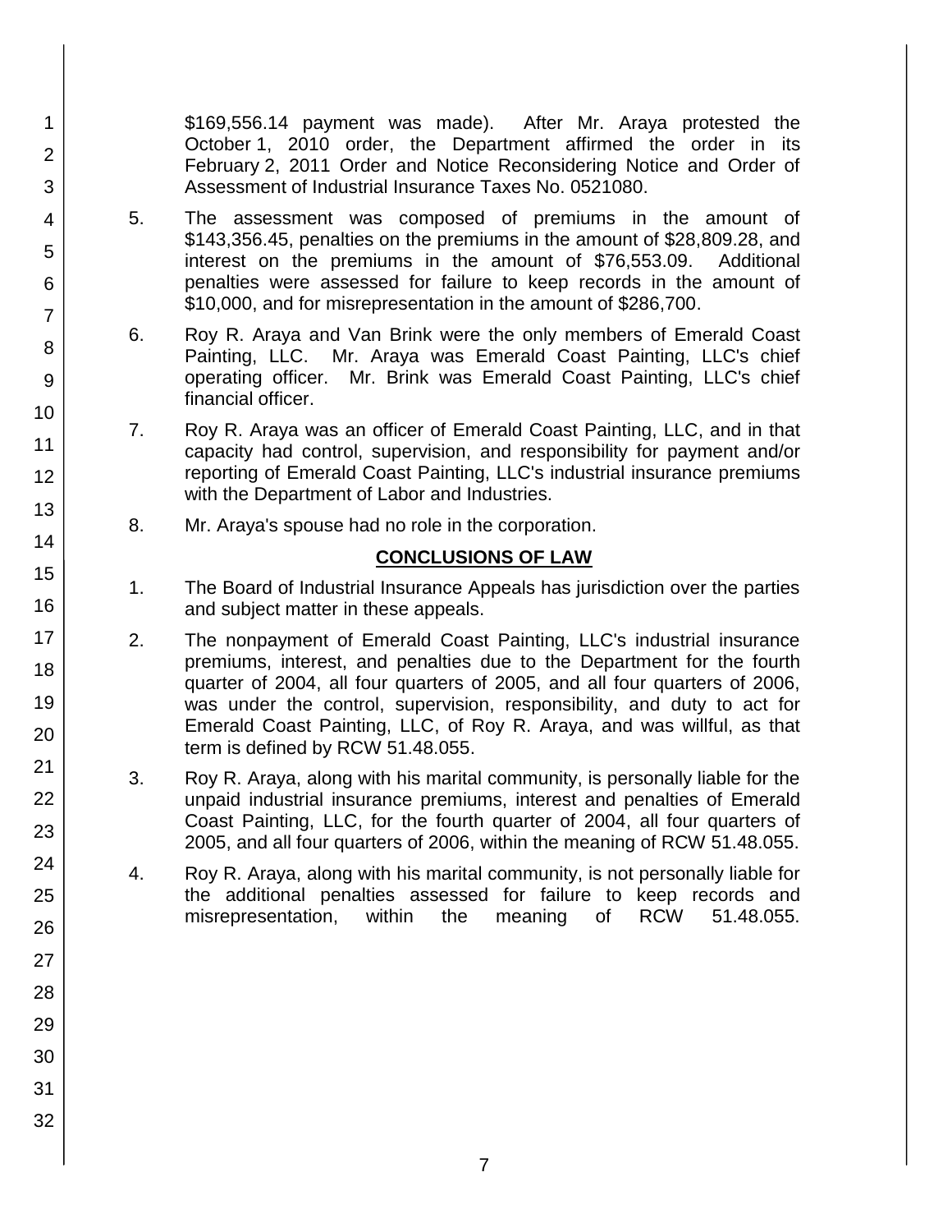$169,556.14 payment was made). After Mr. Araya protested the October 1, 2010 order, the Department affirmed the order in its February 2, 2011 Order and Notice Reconsidering Notice and Order of Assessment of Industrial Insurance Taxes No. 0521080.

5. The assessment was composed of premiums in the amount of $143,356.45, penalties on the premiums in the amount of $28,809.28, and interest on the premiums in the amount of $76,553.09. Additional penalties were assessed for failure to keep records in the amount of $10,000, and for misrepresentation in the amount of $286,700.

6. Roy R. Araya and Van Brink were the only members of Emerald Coast Painting, LLC. Mr. Araya was Emerald Coast Painting, LLC's chief operating officer. Mr. Brink was Emerald Coast Painting, LLC's chief financial officer.

7. Roy R. Araya was an officer of Emerald Coast Painting, LLC, and in that capacity had control, supervision, and responsibility for payment and/or reporting of Emerald Coast Painting, LLC's industrial insurance premiums with the Department of Labor and Industries.

8. Mr. Araya's spouse had no role in the corporation.

## CONCLUSIONS OF LAW

1. The Board of Industrial Insurance Appeals has jurisdiction over the parties and subject matter in these appeals.

2. The nonpayment of Emerald Coast Painting, LLC's industrial insurance premiums, interest, and penalties due to the Department for the fourth quarter of 2004, all four quarters of 2005, and all four quarters of 2006, was under the control, supervision, responsibility, and duty to act for Emerald Coast Painting, LLC, of Roy R. Araya, and was willful, as that term is defined by RCW 51.48.055.

3. Roy R. Araya, along with his marital community, is personally liable for the unpaid industrial insurance premiums, interest and penalties of Emerald Coast Painting, LLC, for the fourth quarter of 2004, all four quarters of 2005, and all four quarters of 2006, within the meaning of RCW 51.48.055.

4. Roy R. Araya, along with his marital community, is not personally liable for the additional penalties assessed for failure to keep records and misrepresentation, within the meaning of RCW 51.48.055.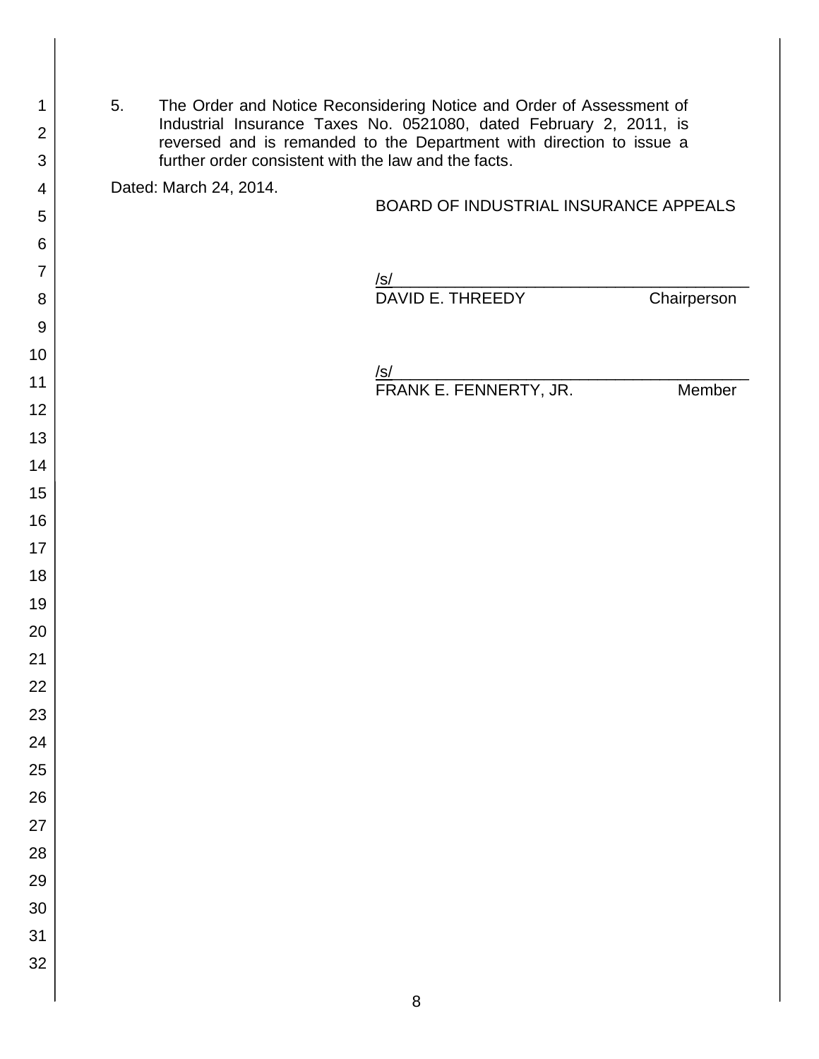5. The Order and Notice Reconsidering Notice and Order of Assessment of Industrial Insurance Taxes No. 0521080, dated February 2, 2011, is reversed and is remanded to the Department with direction to issue a further order consistent with the law and the facts.

Dated: March 24, 2014.

BOARD OF INDUSTRIAL INSURANCE APPEALS

/s/
DAVID E. THREEDY Chairperson

/s/
FRANK E. FENNERTY, JR. Member